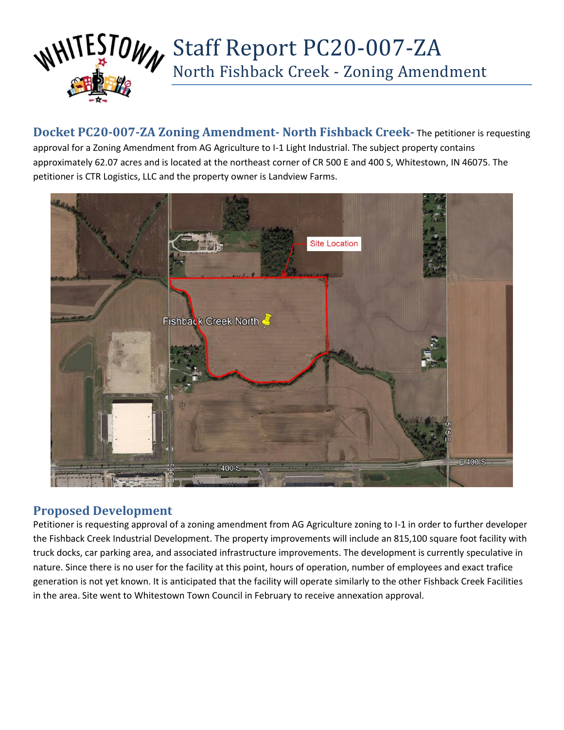# Staff Report PC20-007-ZA

## North Fishback Creek - Zoning Amendment

**Docket PC20-007-ZA Zoning Amendment- North Fishback Creek-** The petitioner is requesting approval for a Zoning Amendment from AG Agriculture to I-1 Light Industrial. The subject property contains approximately 62.07 acres and is located at the northeast corner of CR 500 E and 400 S, Whitestown, IN 46075. The petitioner is CTR Logistics, LLC and the property owner is Landview Farms.

## Proposed Development

Petitioner is requesting approval of a zoning amendment from AG Agriculture zoning to I-1 in order to further developer the Fishback Creek Industrial Development. The property improvements will include an 815,100 square foot facility with truck docks, car parking area, and associated infrastructure improvements. The development is currently speculative in nature. Since there is no user for the facility at this point, hours of operation, number of employees and exact trafice generation is not yet known. It is anticipated that the facility will operate similarly to the other Fishback Creek Facilities in the area. Site went to Whitestown Town Council in February to receive annexation approval.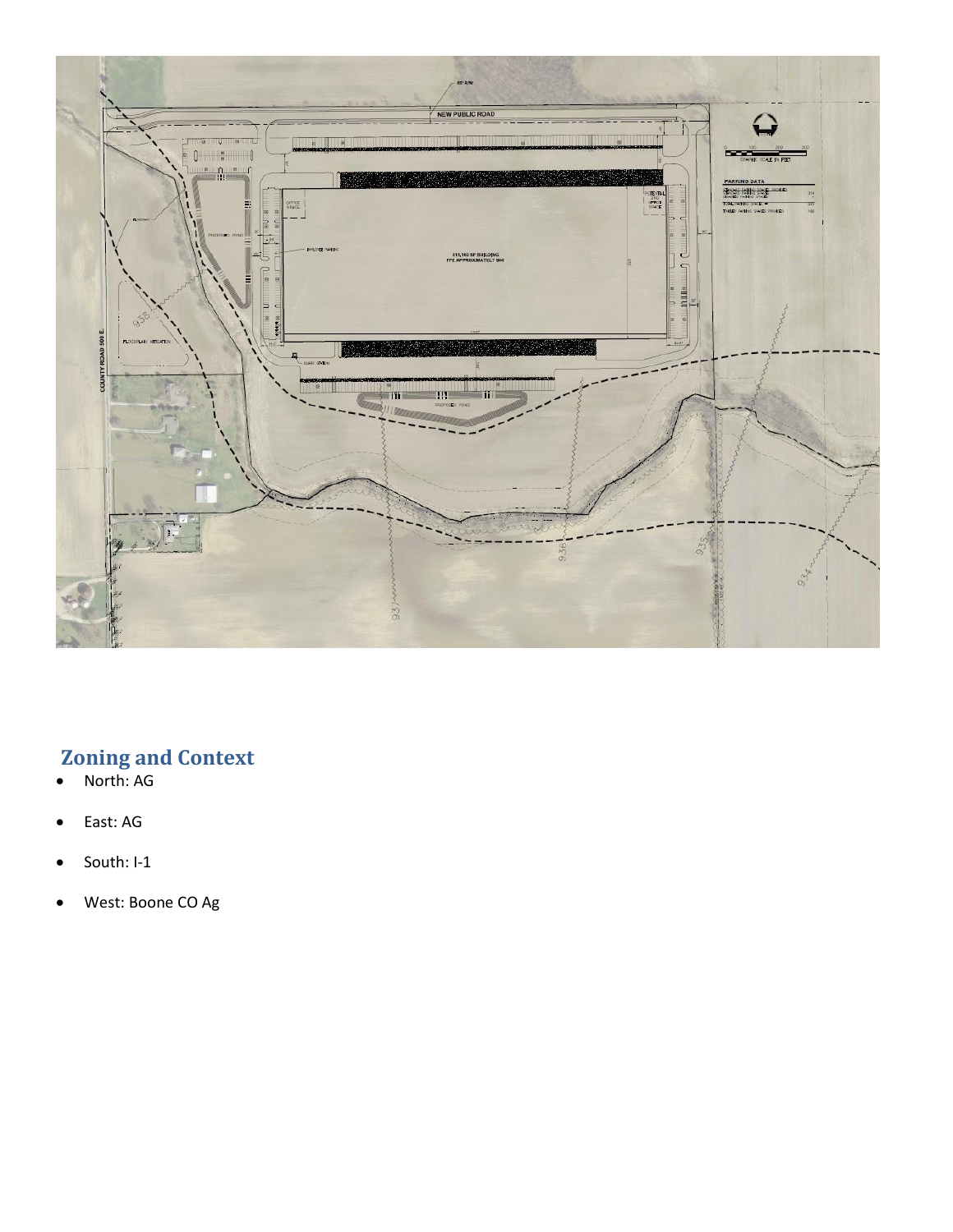## Zoning and Context

- North: AG
- East: AG
- South: I-1
- West: Boone CO Ag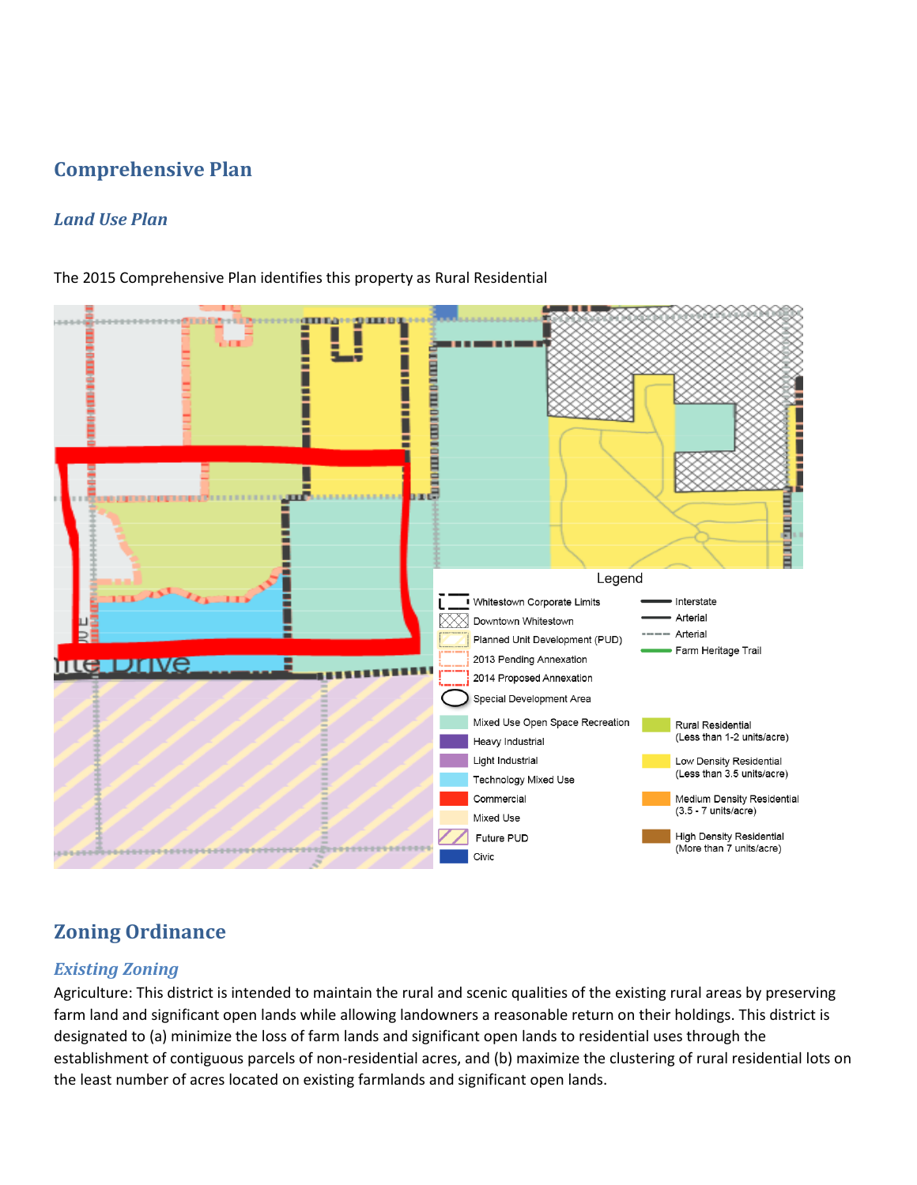## Comprehensive Plan

### *Land Use Plan*

The 2015 Comprehensive Plan identifies this property as Rural Residential

## Zoning Ordinance

### *Existing Zoning*

Agriculture: This district is intended to maintain the rural and scenic qualities of the existing rural areas by preserving farm land and significant open lands while allowing landowners a reasonable return on their holdings. This district is designated to (a) minimize the loss of farm lands and significant open lands to residential uses through the establishment of contiguous parcels of non-residential acres, and (b) maximize the clustering of rural residential lots on the least number of acres located on existing farmlands and significant open lands.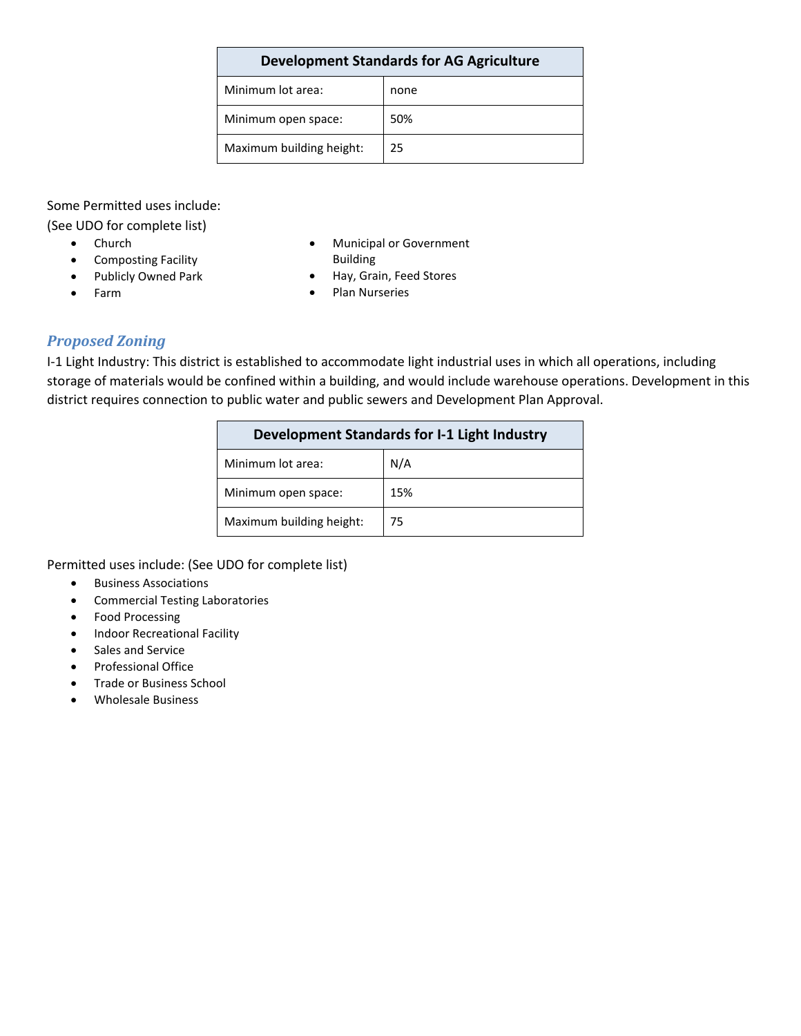| Development Standards for AG Agriculture | |
|---|---|
| Minimum lot area: | none |
| Minimum open space: | 50% |
| Maximum building height: | 25 |

Some Permitted uses include:
(See UDO for complete list)

- Church
- Composting Facility
- Publicly Owned Park
- Farm
- Municipal or Government Building
- Hay, Grain, Feed Stores
- Plan Nurseries

## *Proposed Zoning*

I-1 Light Industry: This district is established to accommodate light industrial uses in which all operations, including storage of materials would be confined within a building, and would include warehouse operations. Development in this district requires connection to public water and public sewers and Development Plan Approval.

| Development Standards for I-1 Light Industry | |
|---|---|
| Minimum lot area: | N/A |
| Minimum open space: | 15% |
| Maximum building height: | 75 |

Permitted uses include: (See UDO for complete list)

- Business Associations
- Commercial Testing Laboratories
- Food Processing
- Indoor Recreational Facility
- Sales and Service
- Professional Office
- Trade or Business School
- Wholesale Business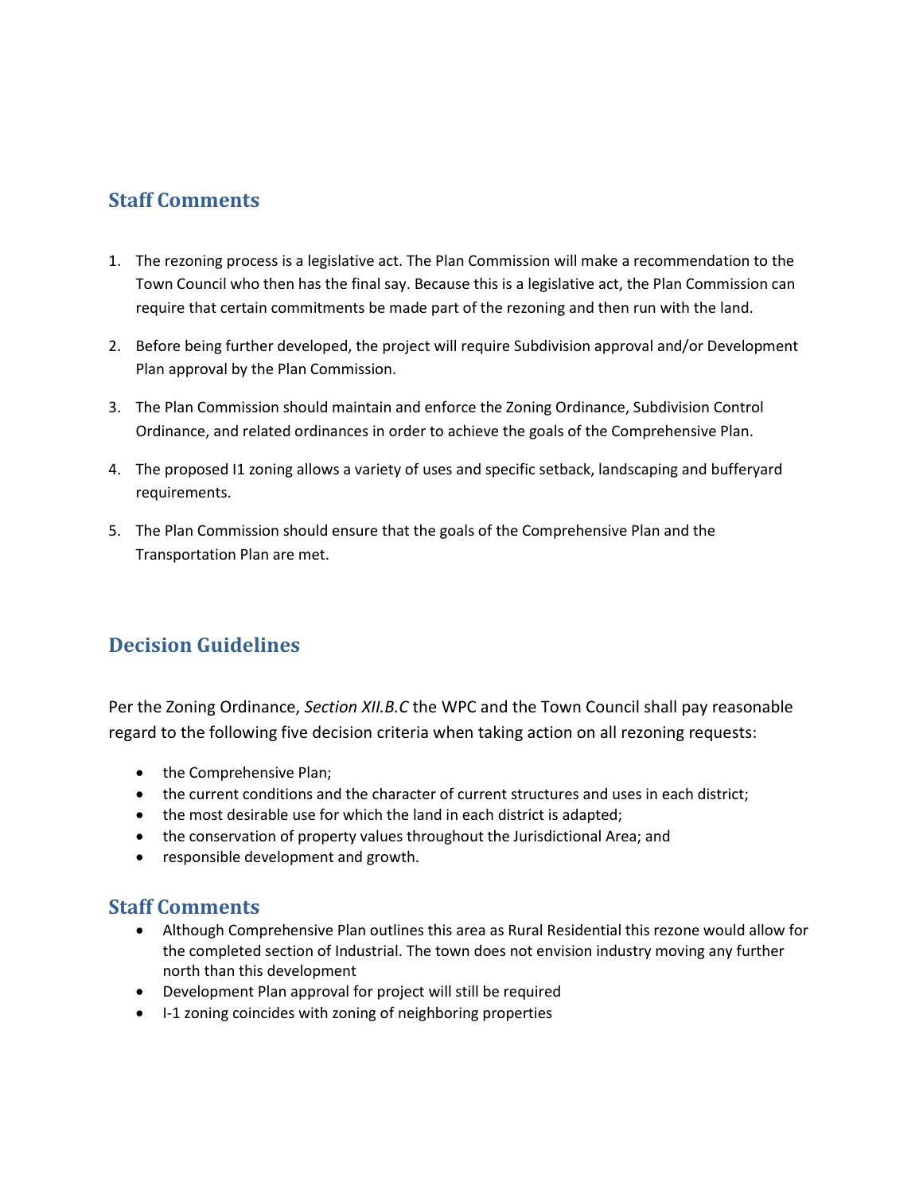## Staff Comments

1. The rezoning process is a legislative act. The Plan Commission will make a recommendation to the Town Council who then has the final say. Because this is a legislative act, the Plan Commission can require that certain commitments be made part of the rezoning and then run with the land.

2. Before being further developed, the project will require Subdivision approval and/or Development Plan approval by the Plan Commission.

3. The Plan Commission should maintain and enforce the Zoning Ordinance, Subdivision Control Ordinance, and related ordinances in order to achieve the goals of the Comprehensive Plan.

4. The proposed I1 zoning allows a variety of uses and specific setback, landscaping and bufferyard requirements.

5. The Plan Commission should ensure that the goals of the Comprehensive Plan and the Transportation Plan are met.

## Decision Guidelines

Per the Zoning Ordinance, *Section XII.B.C* the WPC and the Town Council shall pay reasonable regard to the following five decision criteria when taking action on all rezoning requests:

- the Comprehensive Plan;
- the current conditions and the character of current structures and uses in each district;
- the most desirable use for which the land in each district is adapted;
- the conservation of property values throughout the Jurisdictional Area; and
- responsible development and growth.

## Staff Comments

- Although Comprehensive Plan outlines this area as Rural Residential this rezone would allow for the completed section of Industrial. The town does not envision industry moving any further north than this development
- Development Plan approval for project will still be required
- I-1 zoning coincides with zoning of neighboring properties